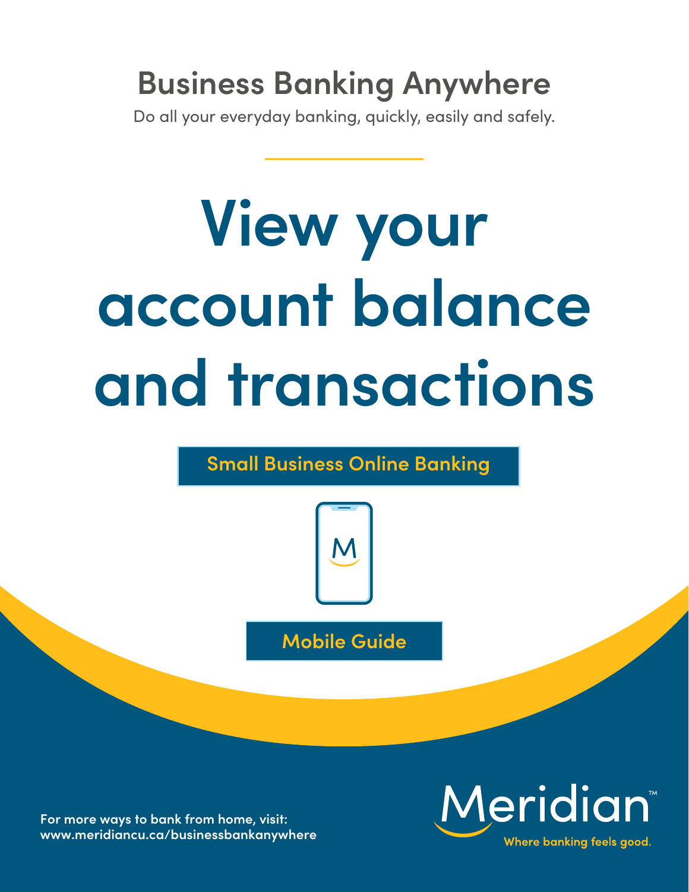## Business Banking Anywhere

Do all your everyday banking, quickly, easily and safely.

# View your account balance and transactions

**Small Business Online Banking**

**Mobile Guide**

**For more ways to bank from home, visit: www.meridiancu.ca/businessbankanywhere**

Meridian™

Where banking feels good.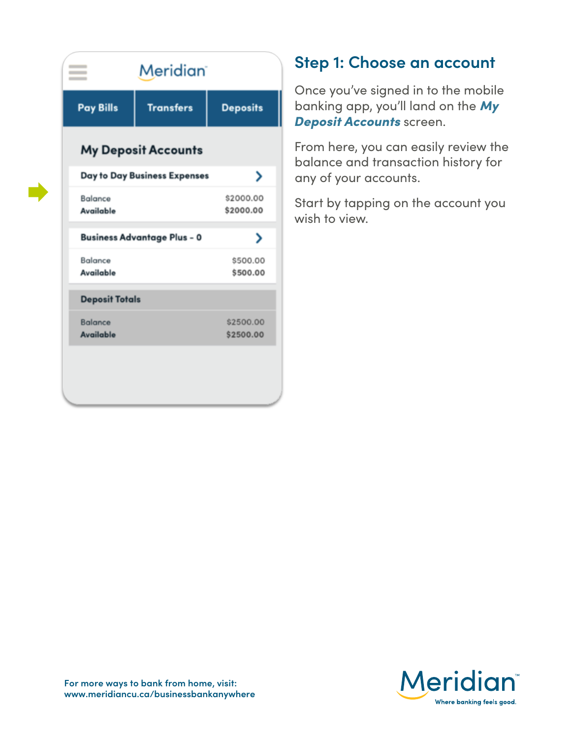Meridian

| Pay Bills | Transfers | Deposits |
|---|---|---|

### My Deposit Accounts

**Day to Day Business Expenses**

| | |
|---|---|
| Balance | $2000.00 |
| **Available** | **$2000.00** |

**Business Advantage Plus - 0**

| | |
|---|---|
| Balance | $500.00 |
| **Available** | **$500.00** |

**Deposit Totals**

| | |
|---|---|
| Balance | $2500.00 |
| **Available** | **$2500.00** |

## Step 1: Choose an account

Once you've signed in to the mobile banking app, you'll land on the ***My Deposit Accounts*** screen.

From here, you can easily review the balance and transaction history for any of your accounts.

Start by tapping on the account you wish to view.

**For more ways to bank from home, visit:**
**www.meridiancu.ca/businessbankanywhere**

Meridian™ Where banking feels good.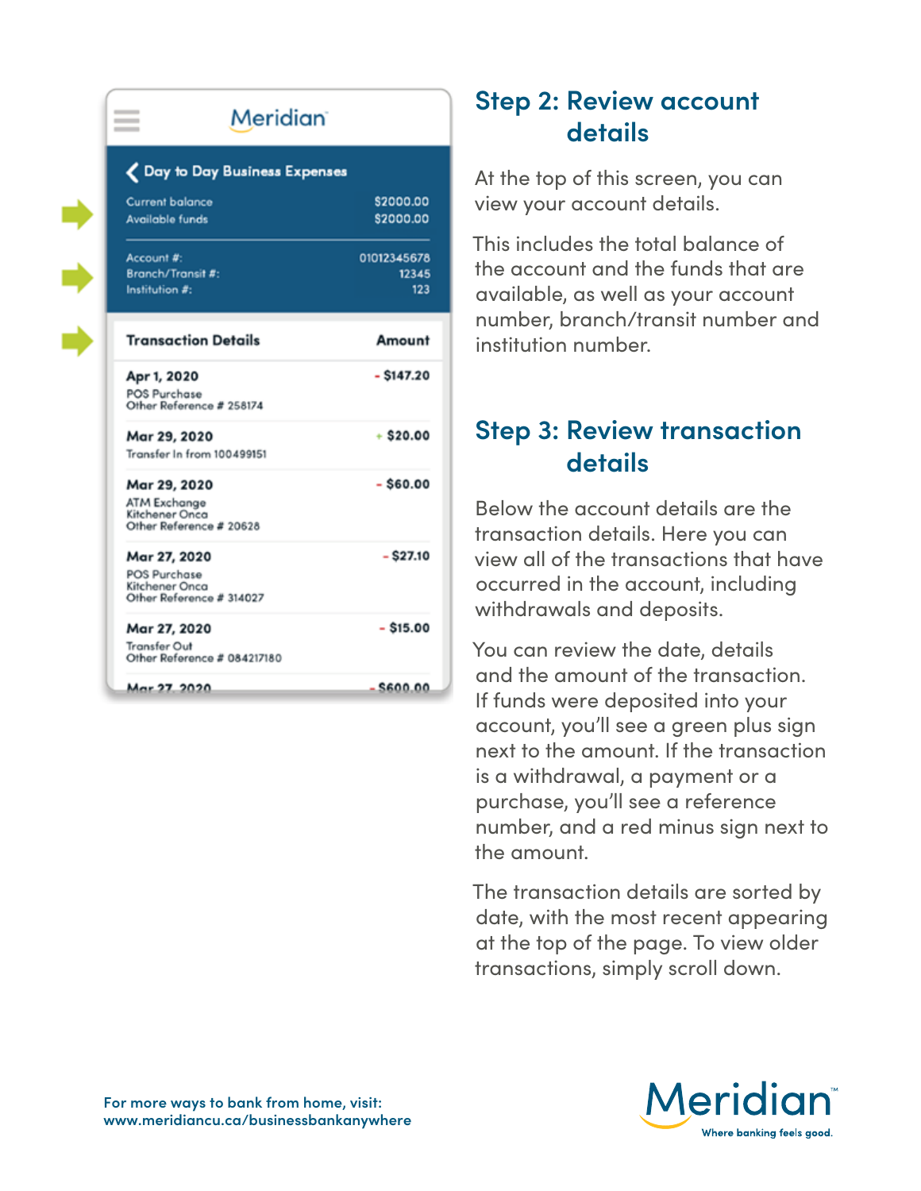Meridian

**Day to Day Business Expenses**

Current balance $2000.00
Available funds $2000.00

Account #: 01012345678
Branch/Transit #: 12345
Institution #: 123

| Transaction Details | Amount |
|---|---|
| **Apr 1, 2020**<br>POS Purchase<br>Other Reference # 258174 | - $147.20 |
| **Mar 29, 2020**<br>Transfer In from 100499151 | + $20.00 |
| **Mar 29, 2020**<br>ATM Exchange<br>Kitchener Onca<br>Other Reference # 20628 | - $60.00 |
| **Mar 27, 2020**<br>POS Purchase<br>Kitchener Onca<br>Other Reference # 314027 | - $27.10 |
| **Mar 27, 2020**<br>Transfer Out<br>Other Reference # 084217180 | - $15.00 |
| **Mar 27, 2020** | - $600.00 |

## Step 2: Review account details

At the top of this screen, you can view your account details.

This includes the total balance of the account and the funds that are available, as well as your account number, branch/transit number and institution number.

## Step 3: Review transaction details

Below the account details are the transaction details. Here you can view all of the transactions that have occurred in the account, including withdrawals and deposits.

You can review the date, details and the amount of the transaction. If funds were deposited into your account, you'll see a green plus sign next to the amount. If the transaction is a withdrawal, a payment or a purchase, you'll see a reference number, and a red minus sign next to the amount.

The transaction details are sorted by date, with the most recent appearing at the top of the page. To view older transactions, simply scroll down.

For more ways to bank from home, visit:
www.meridiancu.ca/businessbankanywhere

Meridian™
Where banking feels good.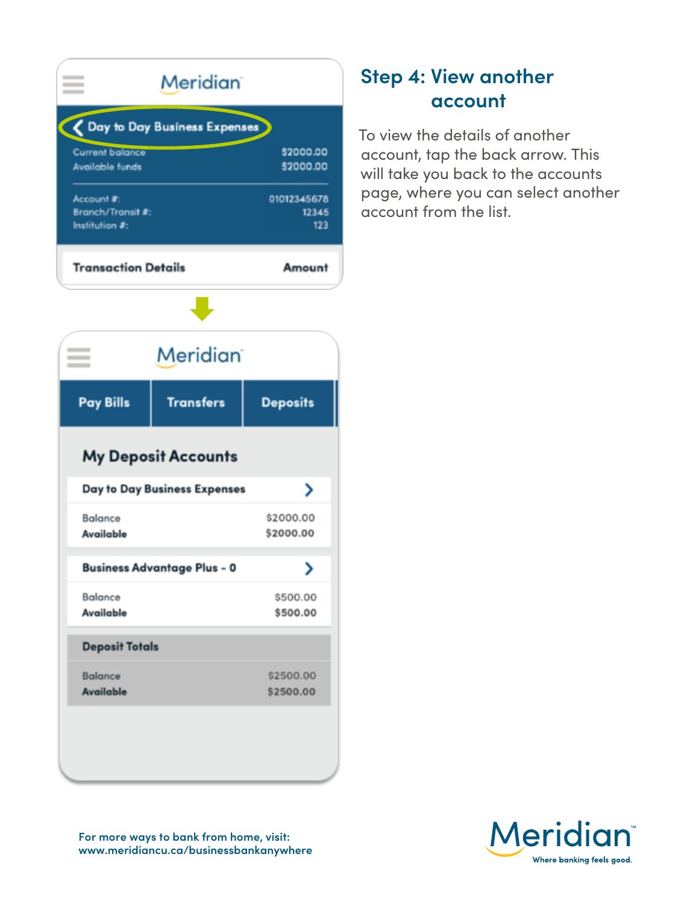## Step 4: View another account

To view the details of another account, tap the back arrow. This will take you back to the accounts page, where you can select another account from the list.

Meridian

Day to Day Business Expenses

Current balance $2000.00
Available funds $2000.00

Account #: 01012345678
Branch/Transit #: 12345
Institution #: 123

Transaction Details Amount

Meridian

Pay Bills Transfers Deposits

My Deposit Accounts

Day to Day Business Expenses
Balance $2000.00
Available $2000.00

Business Advantage Plus - 0
Balance $500.00
Available $500.00

Deposit Totals
Balance $2500.00
Available $2500.00

For more ways to bank from home, visit:
www.meridiancu.ca/businessbankanywhere

Meridian™
Where banking feels good.